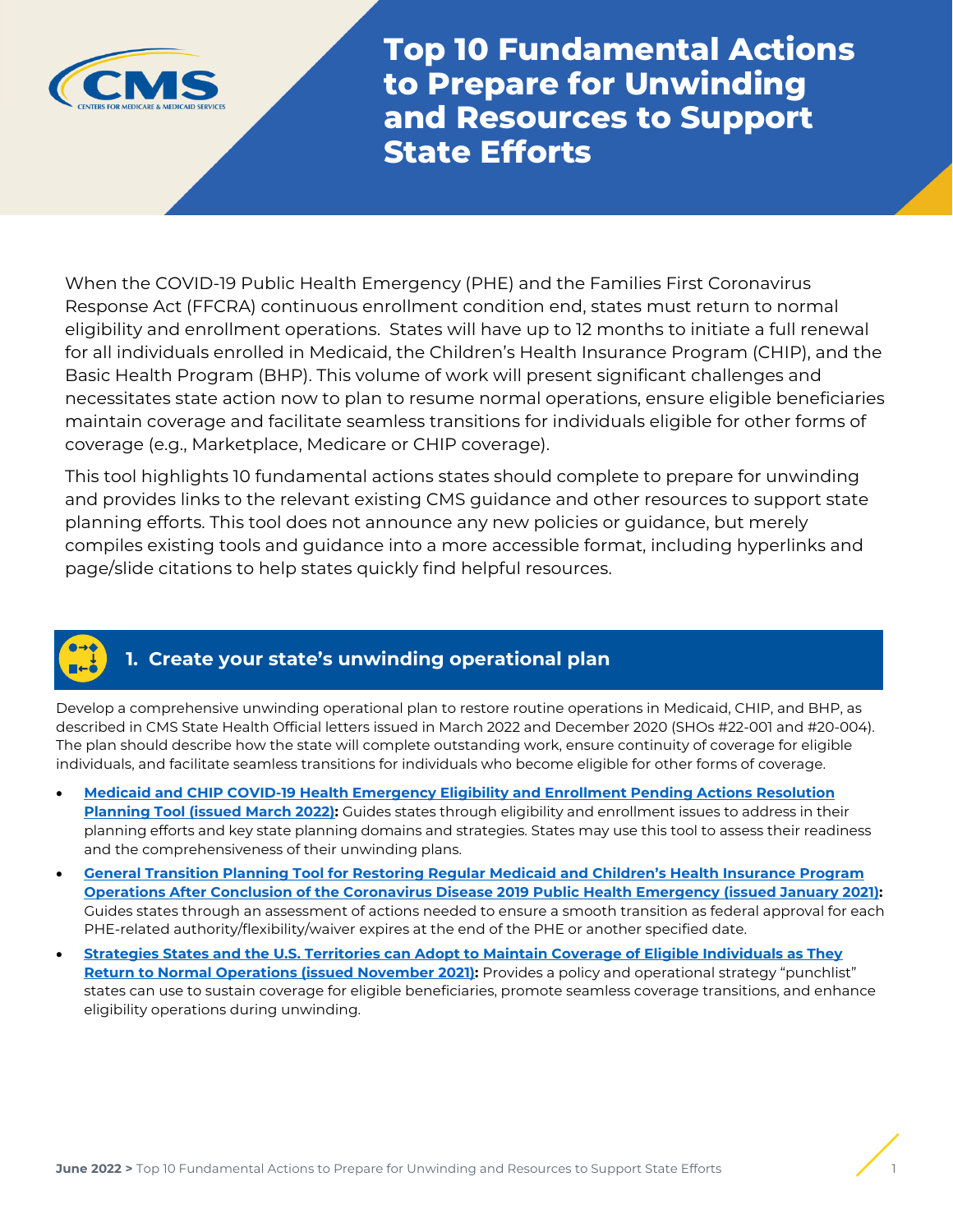# Top 10 Fundamental Actions to Prepare for Unwinding and Resources to Support State Efforts

When the COVID-19 Public Health Emergency (PHE) and the Families First Coronavirus Response Act (FFCRA) continuous enrollment condition end, states must return to normal eligibility and enrollment operations. States will have up to 12 months to initiate a full renewal for all individuals enrolled in Medicaid, the Children's Health Insurance Program (CHIP), and the Basic Health Program (BHP). This volume of work will present significant challenges and necessitates state action now to plan to resume normal operations, ensure eligible beneficiaries maintain coverage and facilitate seamless transitions for individuals eligible for other forms of coverage (e.g., Marketplace, Medicare or CHIP coverage).

This tool highlights 10 fundamental actions states should complete to prepare for unwinding and provides links to the relevant existing CMS guidance and other resources to support state planning efforts. This tool does not announce any new policies or guidance, but merely compiles existing tools and guidance into a more accessible format, including hyperlinks and page/slide citations to help states quickly find helpful resources.

## 1. Create your state's unwinding operational plan

Develop a comprehensive unwinding operational plan to restore routine operations in Medicaid, CHIP, and BHP, as described in CMS State Health Official letters issued in March 2022 and December 2020 (SHOs #22-001 and #20-004). The plan should describe how the state will complete outstanding work, ensure continuity of coverage for eligible individuals, and facilitate seamless transitions for individuals who become eligible for other forms of coverage.

- **Medicaid and CHIP COVID-19 Health Emergency Eligibility and Enrollment Pending Actions Resolution Planning Tool (issued March 2022):** Guides states through eligibility and enrollment issues to address in their planning efforts and key state planning domains and strategies. States may use this tool to assess their readiness and the comprehensiveness of their unwinding plans.
- **General Transition Planning Tool for Restoring Regular Medicaid and Children's Health Insurance Program Operations After Conclusion of the Coronavirus Disease 2019 Public Health Emergency (issued January 2021):** Guides states through an assessment of actions needed to ensure a smooth transition as federal approval for each PHE-related authority/flexibility/waiver expires at the end of the PHE or another specified date.
- **Strategies States and the U.S. Territories can Adopt to Maintain Coverage of Eligible Individuals as They Return to Normal Operations (issued November 2021):** Provides a policy and operational strategy "punchlist" states can use to sustain coverage for eligible beneficiaries, promote seamless coverage transitions, and enhance eligibility operations during unwinding.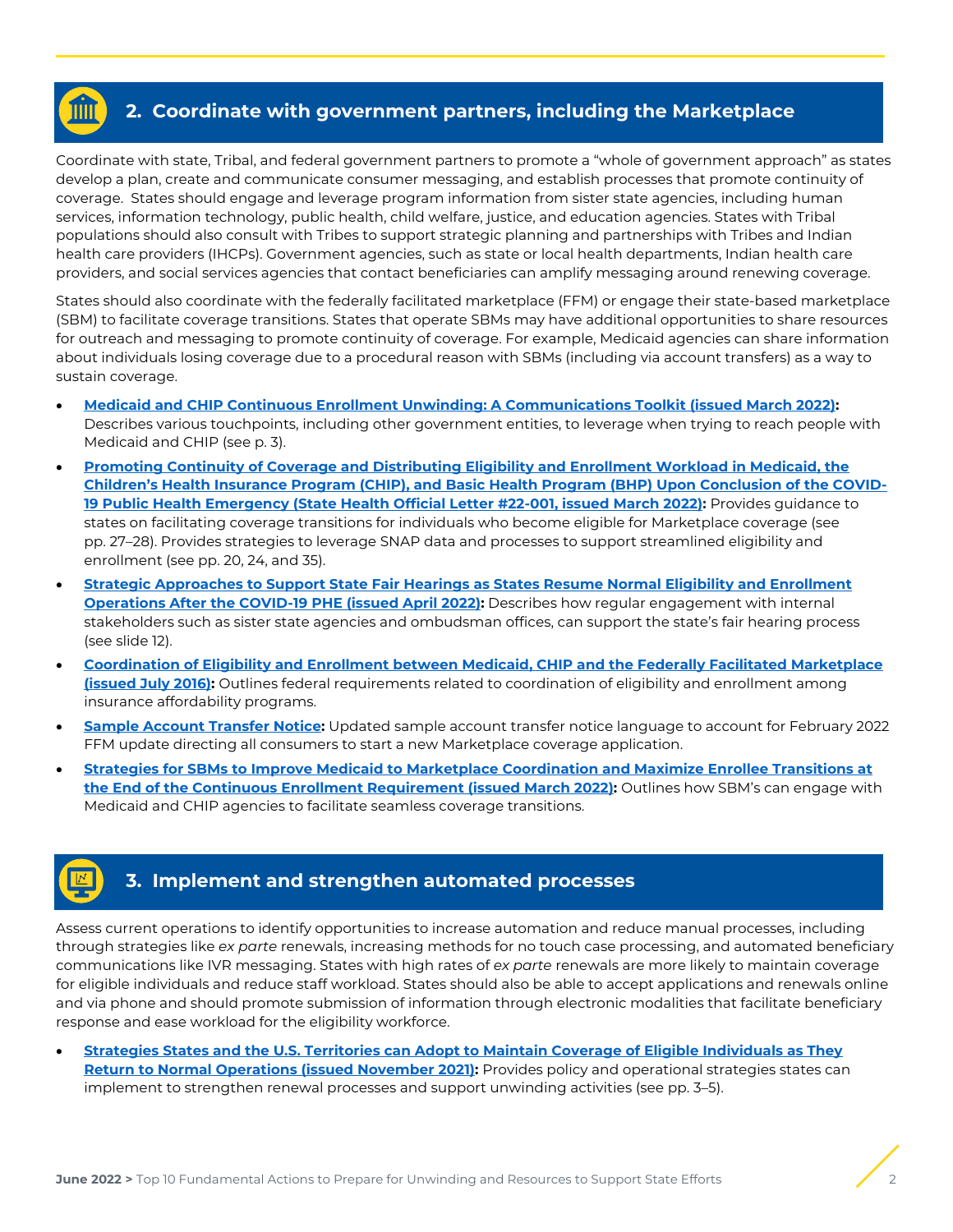## 2. Coordinate with government partners, including the Marketplace

Coordinate with state, Tribal, and federal government partners to promote a "whole of government approach" as states develop a plan, create and communicate consumer messaging, and establish processes that promote continuity of coverage. States should engage and leverage program information from sister state agencies, including human services, information technology, public health, child welfare, justice, and education agencies. States with Tribal populations should also consult with Tribes to support strategic planning and partnerships with Tribes and Indian health care providers (IHCPs). Government agencies, such as state or local health departments, Indian health care providers, and social services agencies that contact beneficiaries can amplify messaging around renewing coverage.

States should also coordinate with the federally facilitated marketplace (FFM) or engage their state-based marketplace (SBM) to facilitate coverage transitions. States that operate SBMs may have additional opportunities to share resources for outreach and messaging to promote continuity of coverage. For example, Medicaid agencies can share information about individuals losing coverage due to a procedural reason with SBMs (including via account transfers) as a way to sustain coverage.

- **Medicaid and CHIP Continuous Enrollment Unwinding: A Communications Toolkit (issued March 2022):** Describes various touchpoints, including other government entities, to leverage when trying to reach people with Medicaid and CHIP (see p. 3).
- **Promoting Continuity of Coverage and Distributing Eligibility and Enrollment Workload in Medicaid, the Children's Health Insurance Program (CHIP), and Basic Health Program (BHP) Upon Conclusion of the COVID-19 Public Health Emergency (State Health Official Letter #22-001, issued March 2022):** Provides guidance to states on facilitating coverage transitions for individuals who become eligible for Marketplace coverage (see pp. 27–28). Provides strategies to leverage SNAP data and processes to support streamlined eligibility and enrollment (see pp. 20, 24, and 35).
- **Strategic Approaches to Support State Fair Hearings as States Resume Normal Eligibility and Enrollment Operations After the COVID-19 PHE (issued April 2022):** Describes how regular engagement with internal stakeholders such as sister state agencies and ombudsman offices, can support the state's fair hearing process (see slide 12).
- **Coordination of Eligibility and Enrollment between Medicaid, CHIP and the Federally Facilitated Marketplace (issued July 2016):** Outlines federal requirements related to coordination of eligibility and enrollment among insurance affordability programs.
- **Sample Account Transfer Notice:** Updated sample account transfer notice language to account for February 2022 FFM update directing all consumers to start a new Marketplace coverage application.
- **Strategies for SBMs to Improve Medicaid to Marketplace Coordination and Maximize Enrollee Transitions at the End of the Continuous Enrollment Requirement (issued March 2022):** Outlines how SBM's can engage with Medicaid and CHIP agencies to facilitate seamless coverage transitions.

## 3. Implement and strengthen automated processes

Assess current operations to identify opportunities to increase automation and reduce manual processes, including through strategies like *ex parte* renewals, increasing methods for no touch case processing, and automated beneficiary communications like IVR messaging. States with high rates of *ex parte* renewals are more likely to maintain coverage for eligible individuals and reduce staff workload. States should also be able to accept applications and renewals online and via phone and should promote submission of information through electronic modalities that facilitate beneficiary response and ease workload for the eligibility workforce.

- **Strategies States and the U.S. Territories can Adopt to Maintain Coverage of Eligible Individuals as They Return to Normal Operations (issued November 2021):** Provides policy and operational strategies states can implement to strengthen renewal processes and support unwinding activities (see pp. 3–5).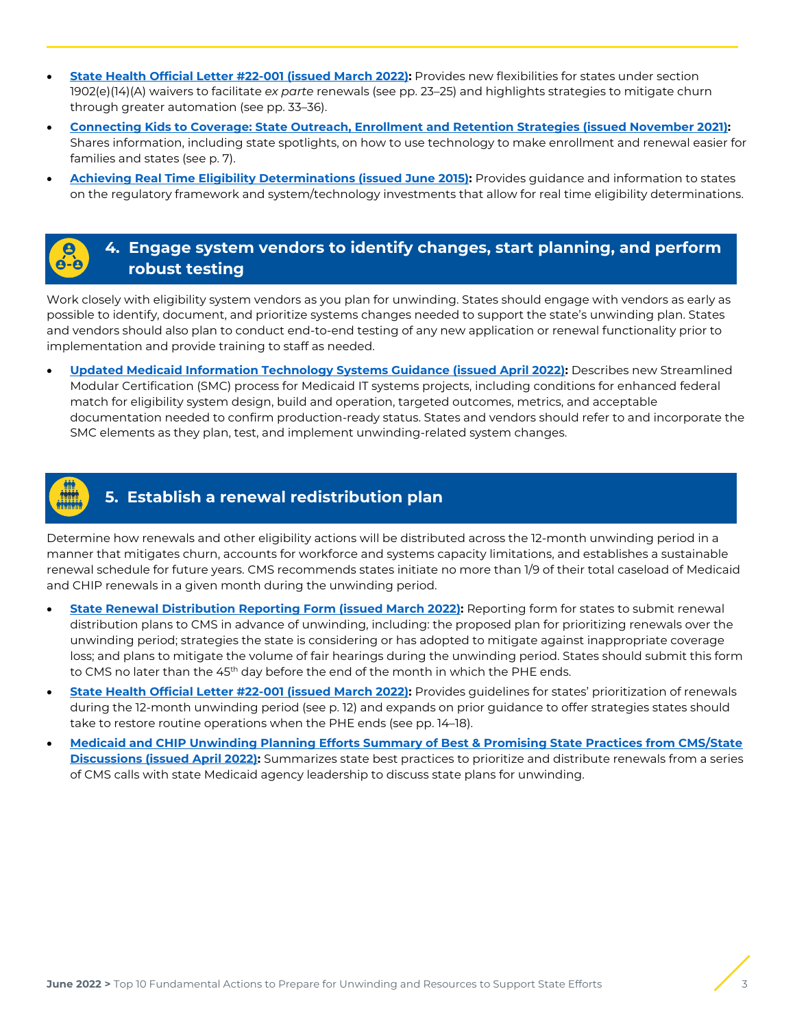- **State Health Official Letter #22-001 (issued March 2022):** Provides new flexibilities for states under section 1902(e)(14)(A) waivers to facilitate *ex parte* renewals (see pp. 23–25) and highlights strategies to mitigate churn through greater automation (see pp. 33–36).
- **Connecting Kids to Coverage: State Outreach, Enrollment and Retention Strategies (issued November 2021):** Shares information, including state spotlights, on how to use technology to make enrollment and renewal easier for families and states (see p. 7).
- **Achieving Real Time Eligibility Determinations (issued June 2015):** Provides guidance and information to states on the regulatory framework and system/technology investments that allow for real time eligibility determinations.

## 4. Engage system vendors to identify changes, start planning, and perform robust testing

Work closely with eligibility system vendors as you plan for unwinding. States should engage with vendors as early as possible to identify, document, and prioritize systems changes needed to support the state's unwinding plan. States and vendors should also plan to conduct end-to-end testing of any new application or renewal functionality prior to implementation and provide training to staff as needed.

- **Updated Medicaid Information Technology Systems Guidance (issued April 2022):** Describes new Streamlined Modular Certification (SMC) process for Medicaid IT systems projects, including conditions for enhanced federal match for eligibility system design, build and operation, targeted outcomes, metrics, and acceptable documentation needed to confirm production-ready status. States and vendors should refer to and incorporate the SMC elements as they plan, test, and implement unwinding-related system changes.

## 5. Establish a renewal redistribution plan

Determine how renewals and other eligibility actions will be distributed across the 12-month unwinding period in a manner that mitigates churn, accounts for workforce and systems capacity limitations, and establishes a sustainable renewal schedule for future years. CMS recommends states initiate no more than 1/9 of their total caseload of Medicaid and CHIP renewals in a given month during the unwinding period.

- **State Renewal Distribution Reporting Form (issued March 2022):** Reporting form for states to submit renewal distribution plans to CMS in advance of unwinding, including: the proposed plan for prioritizing renewals over the unwinding period; strategies the state is considering or has adopted to mitigate against inappropriate coverage loss; and plans to mitigate the volume of fair hearings during the unwinding period. States should submit this form to CMS no later than the 45th day before the end of the month in which the PHE ends.
- **State Health Official Letter #22-001 (issued March 2022):** Provides guidelines for states' prioritization of renewals during the 12-month unwinding period (see p. 12) and expands on prior guidance to offer strategies states should take to restore routine operations when the PHE ends (see pp. 14–18).
- **Medicaid and CHIP Unwinding Planning Efforts Summary of Best & Promising State Practices from CMS/State Discussions (issued April 2022):** Summarizes state best practices to prioritize and distribute renewals from a series of CMS calls with state Medicaid agency leadership to discuss state plans for unwinding.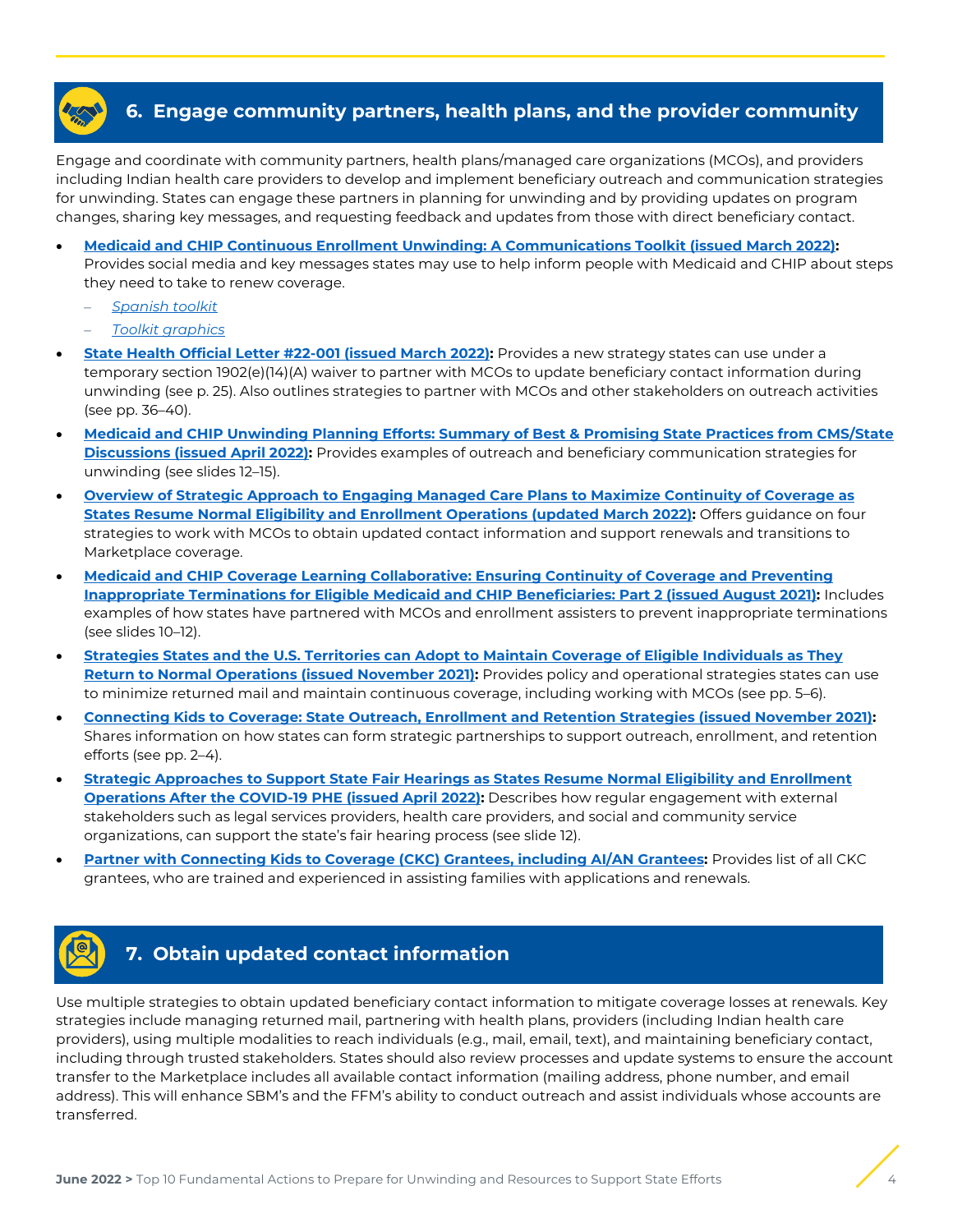## 6. Engage community partners, health plans, and the provider community

Engage and coordinate with community partners, health plans/managed care organizations (MCOs), and providers including Indian health care providers to develop and implement beneficiary outreach and communication strategies for unwinding. States can engage these partners in planning for unwinding and by providing updates on program changes, sharing key messages, and requesting feedback and updates from those with direct beneficiary contact.

- **Medicaid and CHIP Continuous Enrollment Unwinding: A Communications Toolkit (issued March 2022):** Provides social media and key messages states may use to help inform people with Medicaid and CHIP about steps they need to take to renew coverage.
  - *Spanish toolkit*
  - *Toolkit graphics*
- **State Health Official Letter #22-001 (issued March 2022):** Provides a new strategy states can use under a temporary section 1902(e)(14)(A) waiver to partner with MCOs to update beneficiary contact information during unwinding (see p. 25). Also outlines strategies to partner with MCOs and other stakeholders on outreach activities (see pp. 36–40).
- **Medicaid and CHIP Unwinding Planning Efforts: Summary of Best & Promising State Practices from CMS/State Discussions (issued April 2022):** Provides examples of outreach and beneficiary communication strategies for unwinding (see slides 12–15).
- **Overview of Strategic Approach to Engaging Managed Care Plans to Maximize Continuity of Coverage as States Resume Normal Eligibility and Enrollment Operations (updated March 2022):** Offers guidance on four strategies to work with MCOs to obtain updated contact information and support renewals and transitions to Marketplace coverage.
- **Medicaid and CHIP Coverage Learning Collaborative: Ensuring Continuity of Coverage and Preventing Inappropriate Terminations for Eligible Medicaid and CHIP Beneficiaries: Part 2 (issued August 2021):** Includes examples of how states have partnered with MCOs and enrollment assisters to prevent inappropriate terminations (see slides 10–12).
- **Strategies States and the U.S. Territories can Adopt to Maintain Coverage of Eligible Individuals as They Return to Normal Operations (issued November 2021):** Provides policy and operational strategies states can use to minimize returned mail and maintain continuous coverage, including working with MCOs (see pp. 5–6).
- **Connecting Kids to Coverage: State Outreach, Enrollment and Retention Strategies (issued November 2021):** Shares information on how states can form strategic partnerships to support outreach, enrollment, and retention efforts (see pp. 2–4).
- **Strategic Approaches to Support State Fair Hearings as States Resume Normal Eligibility and Enrollment Operations After the COVID-19 PHE (issued April 2022):** Describes how regular engagement with external stakeholders such as legal services providers, health care providers, and social and community service organizations, can support the state's fair hearing process (see slide 12).
- **Partner with Connecting Kids to Coverage (CKC) Grantees, including AI/AN Grantees:** Provides list of all CKC grantees, who are trained and experienced in assisting families with applications and renewals.

## 7. Obtain updated contact information

Use multiple strategies to obtain updated beneficiary contact information to mitigate coverage losses at renewals. Key strategies include managing returned mail, partnering with health plans, providers (including Indian health care providers), using multiple modalities to reach individuals (e.g., mail, email, text), and maintaining beneficiary contact, including through trusted stakeholders. States should also review processes and update systems to ensure the account transfer to the Marketplace includes all available contact information (mailing address, phone number, and email address). This will enhance SBM's and the FFM's ability to conduct outreach and assist individuals whose accounts are transferred.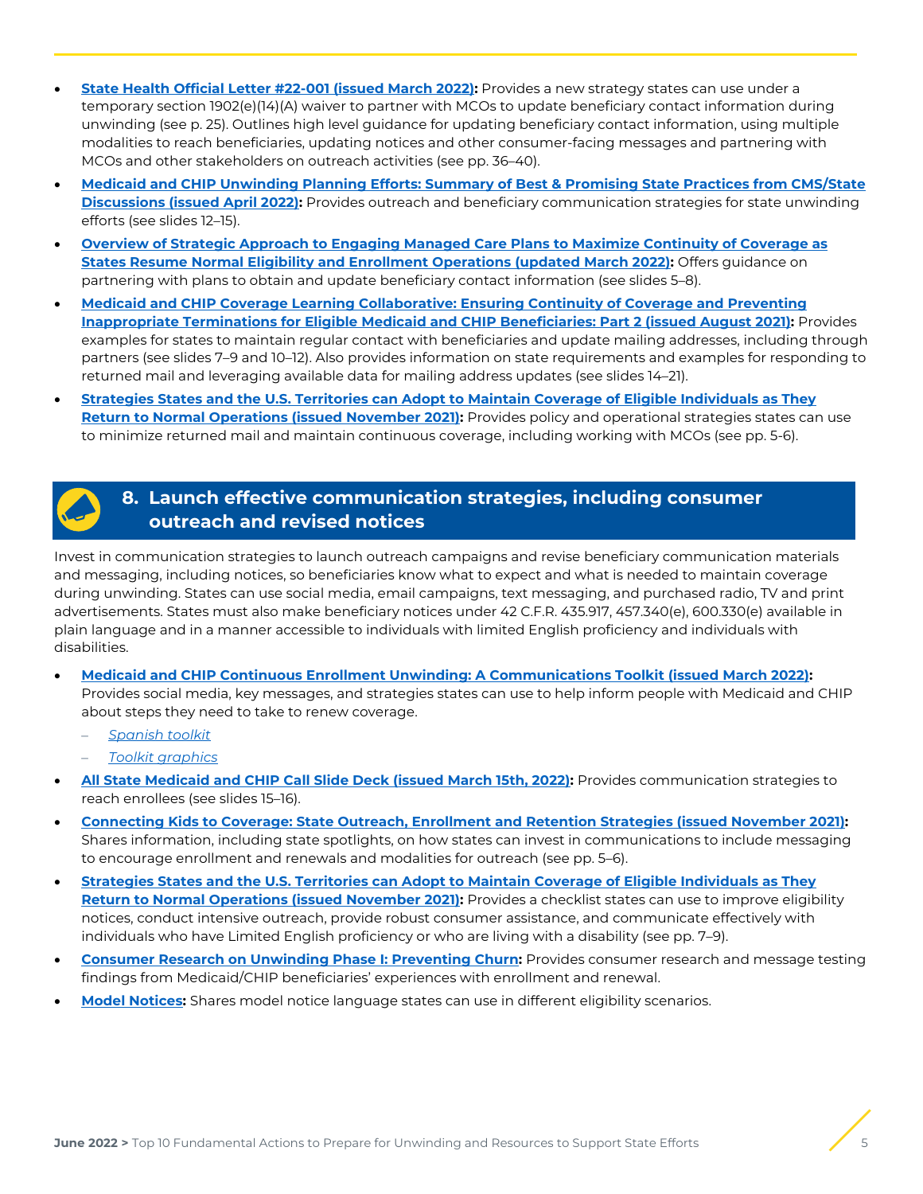- **State Health Official Letter #22-001 (issued March 2022):** Provides a new strategy states can use under a temporary section 1902(e)(14)(A) waiver to partner with MCOs to update beneficiary contact information during unwinding (see p. 25). Outlines high level guidance for updating beneficiary contact information, using multiple modalities to reach beneficiaries, updating notices and other consumer-facing messages and partnering with MCOs and other stakeholders on outreach activities (see pp. 36–40).
- **Medicaid and CHIP Unwinding Planning Efforts: Summary of Best & Promising State Practices from CMS/State Discussions (issued April 2022):** Provides outreach and beneficiary communication strategies for state unwinding efforts (see slides 12–15).
- **Overview of Strategic Approach to Engaging Managed Care Plans to Maximize Continuity of Coverage as States Resume Normal Eligibility and Enrollment Operations (updated March 2022):** Offers guidance on partnering with plans to obtain and update beneficiary contact information (see slides 5–8).
- **Medicaid and CHIP Coverage Learning Collaborative: Ensuring Continuity of Coverage and Preventing Inappropriate Terminations for Eligible Medicaid and CHIP Beneficiaries: Part 2 (issued August 2021):** Provides examples for states to maintain regular contact with beneficiaries and update mailing addresses, including through partners (see slides 7–9 and 10–12). Also provides information on state requirements and examples for responding to returned mail and leveraging available data for mailing address updates (see slides 14–21).
- **Strategies States and the U.S. Territories can Adopt to Maintain Coverage of Eligible Individuals as They Return to Normal Operations (issued November 2021):** Provides policy and operational strategies states can use to minimize returned mail and maintain continuous coverage, including working with MCOs (see pp. 5-6).

## 8. Launch effective communication strategies, including consumer outreach and revised notices

Invest in communication strategies to launch outreach campaigns and revise beneficiary communication materials and messaging, including notices, so beneficiaries know what to expect and what is needed to maintain coverage during unwinding. States can use social media, email campaigns, text messaging, and purchased radio, TV and print advertisements. States must also make beneficiary notices under 42 C.F.R. 435.917, 457.340(e), 600.330(e) available in plain language and in a manner accessible to individuals with limited English proficiency and individuals with disabilities.

- **Medicaid and CHIP Continuous Enrollment Unwinding: A Communications Toolkit (issued March 2022):** Provides social media, key messages, and strategies states can use to help inform people with Medicaid and CHIP about steps they need to take to renew coverage.
  - *Spanish toolkit*
  - *Toolkit graphics*
- **All State Medicaid and CHIP Call Slide Deck (issued March 15th, 2022):** Provides communication strategies to reach enrollees (see slides 15–16).
- **Connecting Kids to Coverage: State Outreach, Enrollment and Retention Strategies (issued November 2021):** Shares information, including state spotlights, on how states can invest in communications to include messaging to encourage enrollment and renewals and modalities for outreach (see pp. 5–6).
- **Strategies States and the U.S. Territories can Adopt to Maintain Coverage of Eligible Individuals as They Return to Normal Operations (issued November 2021):** Provides a checklist states can use to improve eligibility notices, conduct intensive outreach, provide robust consumer assistance, and communicate effectively with individuals who have Limited English proficiency or who are living with a disability (see pp. 7–9).
- **Consumer Research on Unwinding Phase I: Preventing Churn:** Provides consumer research and message testing findings from Medicaid/CHIP beneficiaries' experiences with enrollment and renewal.
- **Model Notices:** Shares model notice language states can use in different eligibility scenarios.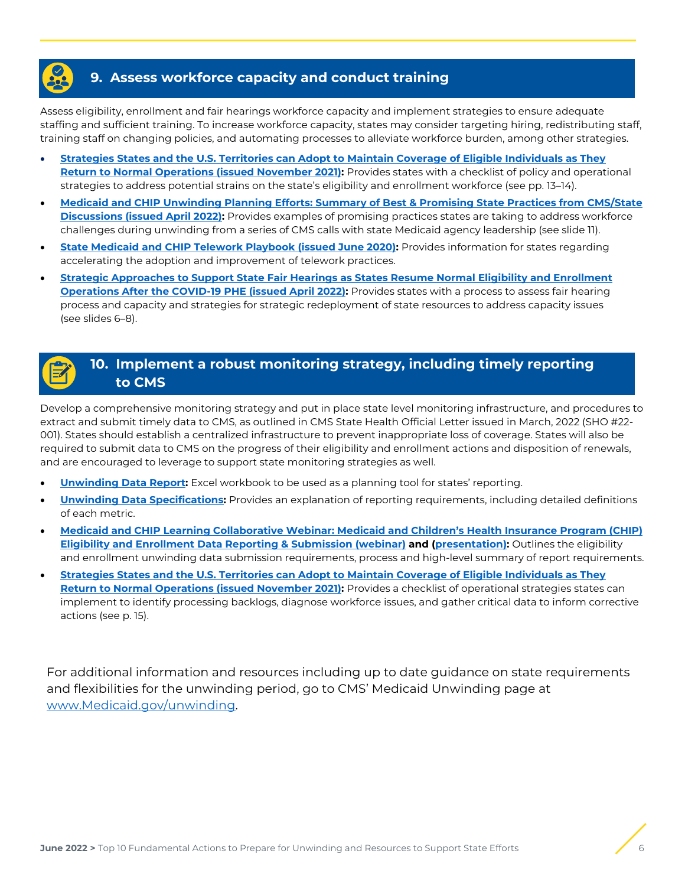## 9. Assess workforce capacity and conduct training

Assess eligibility, enrollment and fair hearings workforce capacity and implement strategies to ensure adequate staffing and sufficient training. To increase workforce capacity, states may consider targeting hiring, redistributing staff, training staff on changing policies, and automating processes to alleviate workforce burden, among other strategies.

- **Strategies States and the U.S. Territories can Adopt to Maintain Coverage of Eligible Individuals as They Return to Normal Operations (issued November 2021):** Provides states with a checklist of policy and operational strategies to address potential strains on the state's eligibility and enrollment workforce (see pp. 13–14).
- **Medicaid and CHIP Unwinding Planning Efforts: Summary of Best & Promising State Practices from CMS/State Discussions (issued April 2022):** Provides examples of promising practices states are taking to address workforce challenges during unwinding from a series of CMS calls with state Medicaid agency leadership (see slide 11).
- **State Medicaid and CHIP Telework Playbook (issued June 2020):** Provides information for states regarding accelerating the adoption and improvement of telework practices.
- **Strategic Approaches to Support State Fair Hearings as States Resume Normal Eligibility and Enrollment Operations After the COVID-19 PHE (issued April 2022):** Provides states with a process to assess fair hearing process and capacity and strategies for strategic redeployment of state resources to address capacity issues (see slides 6–8).

## 10. Implement a robust monitoring strategy, including timely reporting to CMS

Develop a comprehensive monitoring strategy and put in place state level monitoring infrastructure, and procedures to extract and submit timely data to CMS, as outlined in CMS State Health Official Letter issued in March, 2022 (SHO #22-001). States should establish a centralized infrastructure to prevent inappropriate loss of coverage. States will also be required to submit data to CMS on the progress of their eligibility and enrollment actions and disposition of renewals, and are encouraged to leverage to support state monitoring strategies as well.

- **Unwinding Data Report:** Excel workbook to be used as a planning tool for states' reporting.
- **Unwinding Data Specifications:** Provides an explanation of reporting requirements, including detailed definitions of each metric.
- **Medicaid and CHIP Learning Collaborative Webinar: Medicaid and Children's Health Insurance Program (CHIP) Eligibility and Enrollment Data Reporting & Submission (webinar) and (presentation):** Outlines the eligibility and enrollment unwinding data submission requirements, process and high-level summary of report requirements.
- **Strategies States and the U.S. Territories can Adopt to Maintain Coverage of Eligible Individuals as They Return to Normal Operations (issued November 2021):** Provides a checklist of operational strategies states can implement to identify processing backlogs, diagnose workforce issues, and gather critical data to inform corrective actions (see p. 15).

For additional information and resources including up to date guidance on state requirements and flexibilities for the unwinding period, go to CMS' Medicaid Unwinding page at www.Medicaid.gov/unwinding.